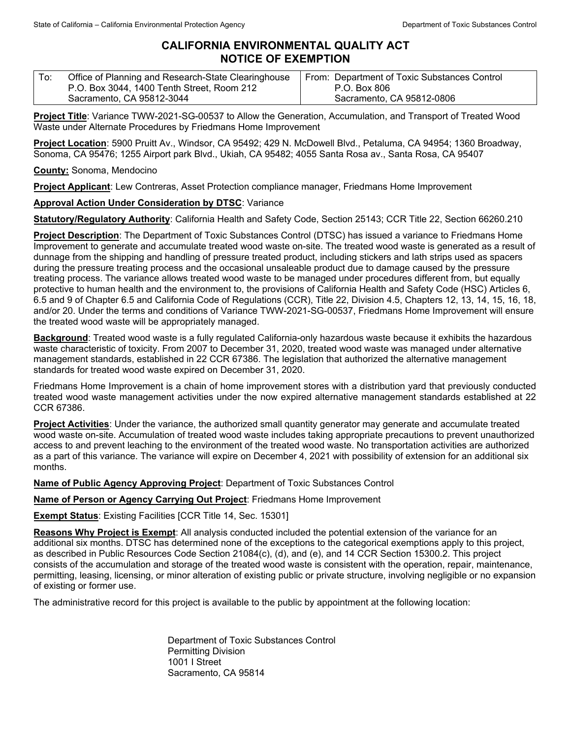# CALIFORNIA ENVIRONMENTAL QUALITY ACT
# NOTICE OF EXEMPTION

| To: Office of Planning and Research-State Clearinghouse<br>P.O. Box 3044, 1400 Tenth Street, Room 212<br>Sacramento, CA 95812-3044 | From: Department of Toxic Substances Control<br>P.O. Box 806<br>Sacramento, CA 95812-0806 |
|---|---|

**Project Title**: Variance TWW-2021-SG-00537 to Allow the Generation, Accumulation, and Transport of Treated Wood Waste under Alternate Procedures by Friedmans Home Improvement

**Project Location**: 5900 Pruitt Av., Windsor, CA 95492; 429 N. McDowell Blvd., Petaluma, CA 94954; 1360 Broadway, Sonoma, CA 95476; 1255 Airport park Blvd., Ukiah, CA 95482; 4055 Santa Rosa av., Santa Rosa, CA 95407

**County:** Sonoma, Mendocino

**Project Applicant**: Lew Contreras, Asset Protection compliance manager, Friedmans Home Improvement

**Approval Action Under Consideration by DTSC**: Variance

**Statutory/Regulatory Authority**: California Health and Safety Code, Section 25143; CCR Title 22, Section 66260.210

**Project Description**: The Department of Toxic Substances Control (DTSC) has issued a variance to Friedmans Home Improvement to generate and accumulate treated wood waste on-site. The treated wood waste is generated as a result of dunnage from the shipping and handling of pressure treated product, including stickers and lath strips used as spacers during the pressure treating process and the occasional unsaleable product due to damage caused by the pressure treating process. The variance allows treated wood waste to be managed under procedures different from, but equally protective to human health and the environment to, the provisions of California Health and Safety Code (HSC) Articles 6, 6.5 and 9 of Chapter 6.5 and California Code of Regulations (CCR), Title 22, Division 4.5, Chapters 12, 13, 14, 15, 16, 18, and/or 20. Under the terms and conditions of Variance TWW-2021-SG-00537, Friedmans Home Improvement will ensure the treated wood waste will be appropriately managed.

**Background**: Treated wood waste is a fully regulated California-only hazardous waste because it exhibits the hazardous waste characteristic of toxicity. From 2007 to December 31, 2020, treated wood waste was managed under alternative management standards, established in 22 CCR 67386. The legislation that authorized the alternative management standards for treated wood waste expired on December 31, 2020.

Friedmans Home Improvement is a chain of home improvement stores with a distribution yard that previously conducted treated wood waste management activities under the now expired alternative management standards established at 22 CCR 67386.

**Project Activities**: Under the variance, the authorized small quantity generator may generate and accumulate treated wood waste on-site. Accumulation of treated wood waste includes taking appropriate precautions to prevent unauthorized access to and prevent leaching to the environment of the treated wood waste. No transportation activities are authorized as a part of this variance. The variance will expire on December 4, 2021 with possibility of extension for an additional six months.

**Name of Public Agency Approving Project**: Department of Toxic Substances Control

**Name of Person or Agency Carrying Out Project**: Friedmans Home Improvement

**Exempt Status**: Existing Facilities [CCR Title 14, Sec. 15301]

**Reasons Why Project is Exempt**: All analysis conducted included the potential extension of the variance for an additional six months. DTSC has determined none of the exceptions to the categorical exemptions apply to this project, as described in Public Resources Code Section 21084(c), (d), and (e), and 14 CCR Section 15300.2. This project consists of the accumulation and storage of the treated wood waste is consistent with the operation, repair, maintenance, permitting, leasing, licensing, or minor alteration of existing public or private structure, involving negligible or no expansion of existing or former use.

The administrative record for this project is available to the public by appointment at the following location:

Department of Toxic Substances Control
Permitting Division
1001 I Street
Sacramento, CA 95814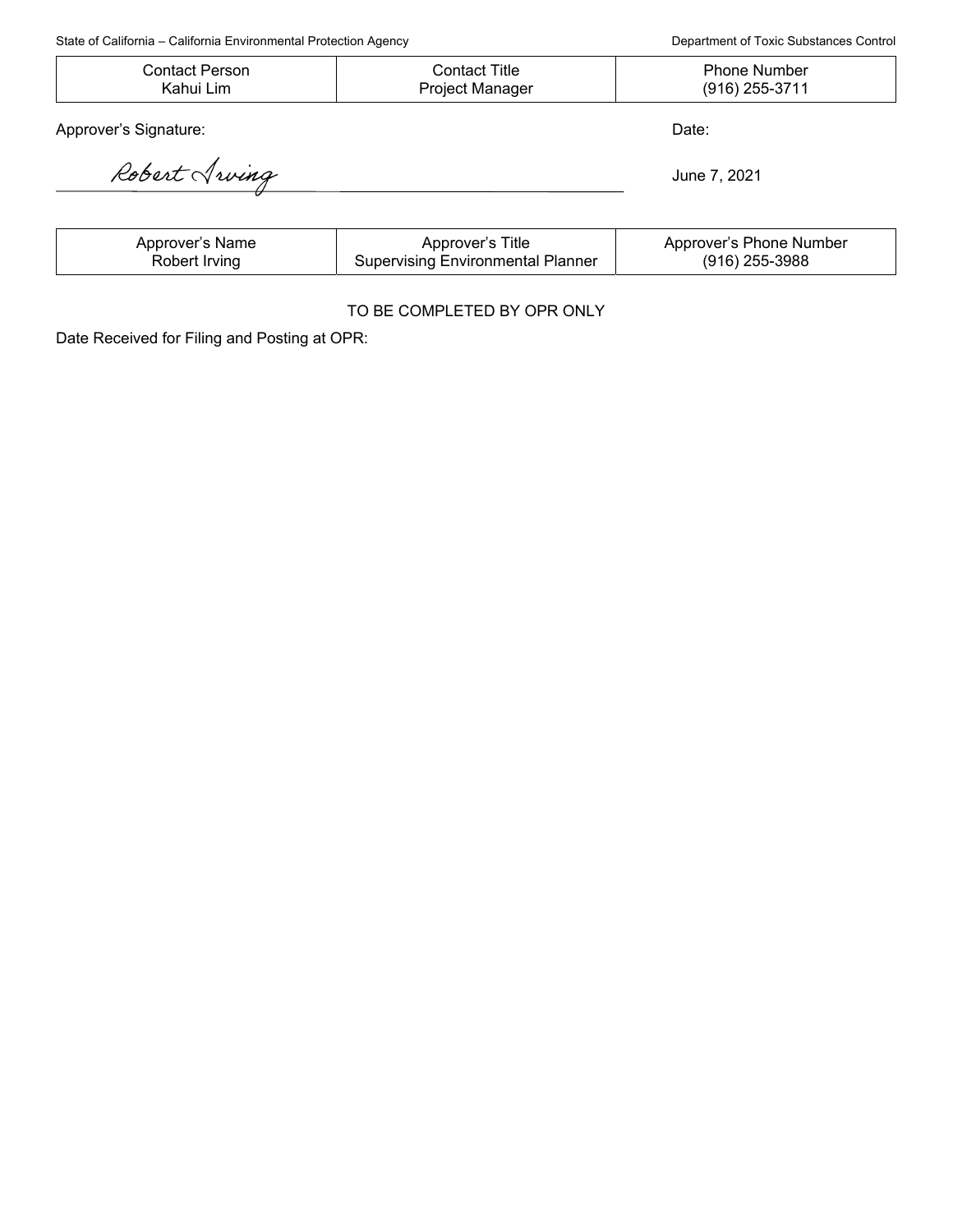| Contact Person | Contact Title | Phone Number |
|---|---|---|
| Kahui Lim | Project Manager | (916) 255-3711 |

Approver's Signature: Robert Irving

Date: June 7, 2021

| Approver's Name | Approver's Title | Approver's Phone Number |
|---|---|---|
| Robert Irving | Supervising Environmental Planner | (916) 255-3988 |

TO BE COMPLETED BY OPR ONLY

Date Received for Filing and Posting at OPR: